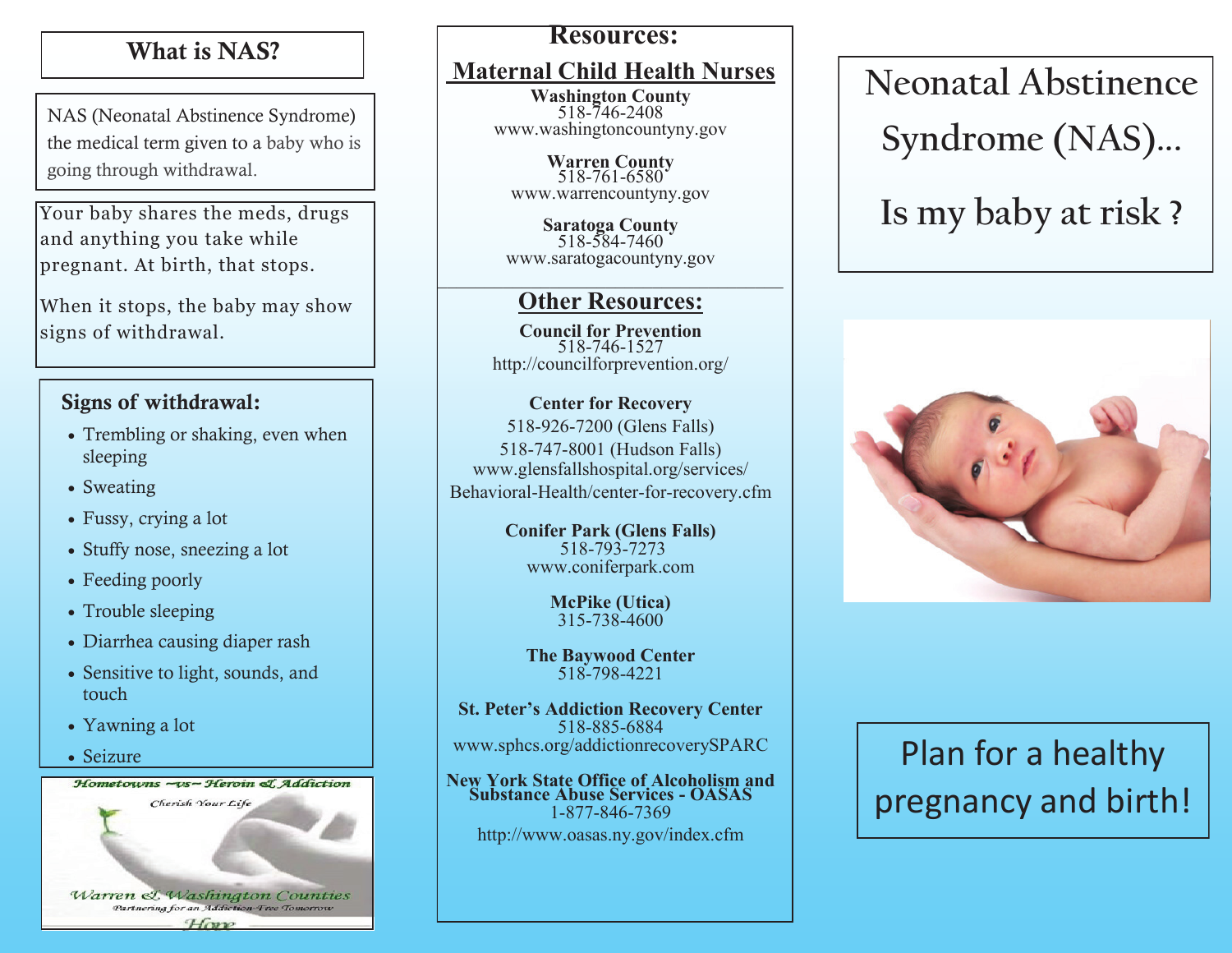## What is NAS?

NAS (Neonatal Abstinence Syndrome) the medical term given to a baby who is going through withdrawal.

Your baby shares the meds, drugs and anything you take while pregnant. At birth, that stops.

When it stops, the baby may show signs of withdrawal.

### Signs of withdrawal:

- Trembling or shaking, even when sleeping
- Sweating
- Fussy, crying a lot
- Stuffy nose, sneezing a lot
- Feeding poorly
- Trouble sleeping
- Diarrhea causing diaper rash
- Sensitive to light, sounds, and touch
- Yawning a lot
- Seizure

*Hometowns ~vs~ Heroin & Addiction*

*Cherish Your Life*

*Warren & Washington Counties*

*Partnering for an Addiction-Free Tomorrow*

*Hope*

## Resources:

### Maternal Child Health Nurses

**Washington County**
518-746-2408
www.washingtoncountyny.gov

**Warren County**
518-761-6580
www.warrencountyny.gov

**Saratoga County**
518-584-7460
www.saratogacountyny.gov

### Other Resources:

**Council for Prevention**
518-746-1527
http://councilforprevention.org/

**Center for Recovery**
518-926-7200 (Glens Falls)
518-747-8001 (Hudson Falls)
www.glensfallshospital.org/services/Behavioral-Health/center-for-recovery.cfm

**Conifer Park (Glens Falls)**
518-793-7273
www.coniferpark.com

**McPike (Utica)**
315-738-4600

**The Baywood Center**
518-798-4221

**St. Peter's Addiction Recovery Center**
518-885-6884
www.sphcs.org/addictionrecoverySPARC

**New York State Office of Alcoholism and Substance Abuse Services - OASAS**
1-877-846-7369
http://www.oasas.ny.gov/index.cfm

# Neonatal Abstinence Syndrome (NAS)…

# Is my baby at risk ?

Plan for a healthy pregnancy and birth!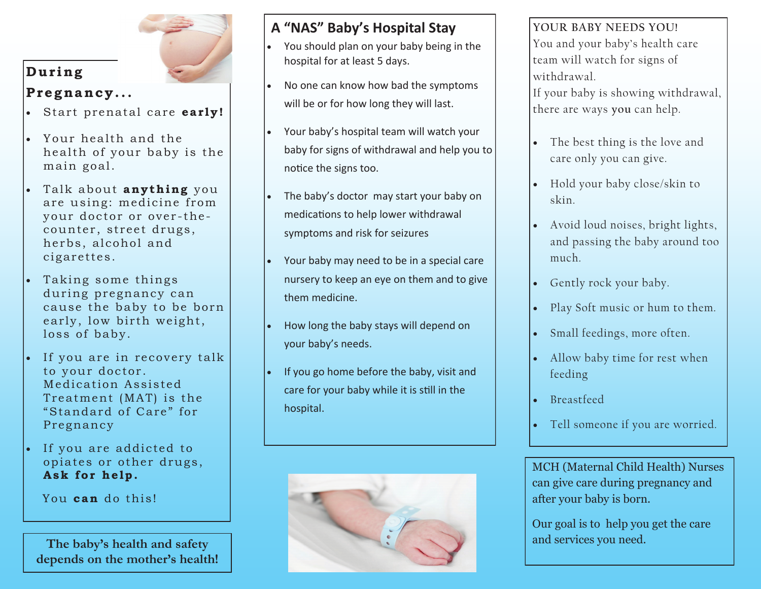## During Pregnancy...

- Start prenatal care **early!**
- Your health and the health of your baby is the main goal.
- Talk about **anything** you are using: medicine from your doctor or over-the-counter, street drugs, herbs, alcohol and cigarettes.
- Taking some things during pregnancy can cause the baby to be born early, low birth weight, loss of baby.
- If you are in recovery talk to your doctor. Medication Assisted Treatment (MAT) is the "Standard of Care" for Pregnancy
- If you are addicted to opiates or other drugs, **Ask for help.**

  You **can** do this!

**The baby's health and safety depends on the mother's health!**

## A "NAS" Baby's Hospital Stay

- You should plan on your baby being in the hospital for at least 5 days.
- No one can know how bad the symptoms will be or for how long they will last.
- Your baby's hospital team will watch your baby for signs of withdrawal and help you to notice the signs too.
- The baby's doctor may start your baby on medications to help lower withdrawal symptoms and risk for seizures
- Your baby may need to be in a special care nursery to keep an eye on them and to give them medicine.
- How long the baby stays will depend on your baby's needs.
- If you go home before the baby, visit and care for your baby while it is still in the hospital.

## YOUR BABY NEEDS YOU!

You and your baby's health care team will watch for signs of withdrawal.

If your baby is showing withdrawal, there are ways **you** can help.

- The best thing is the love and care only you can give.
- Hold your baby close/skin to skin.
- Avoid loud noises, bright lights, and passing the baby around too much.
- Gently rock your baby.
- Play Soft music or hum to them.
- Small feedings, more often.
- Allow baby time for rest when feeding
- Breastfeed
- Tell someone if you are worried.

MCH (Maternal Child Health) Nurses can give care during pregnancy and after your baby is born.

Our goal is to help you get the care and services you need.